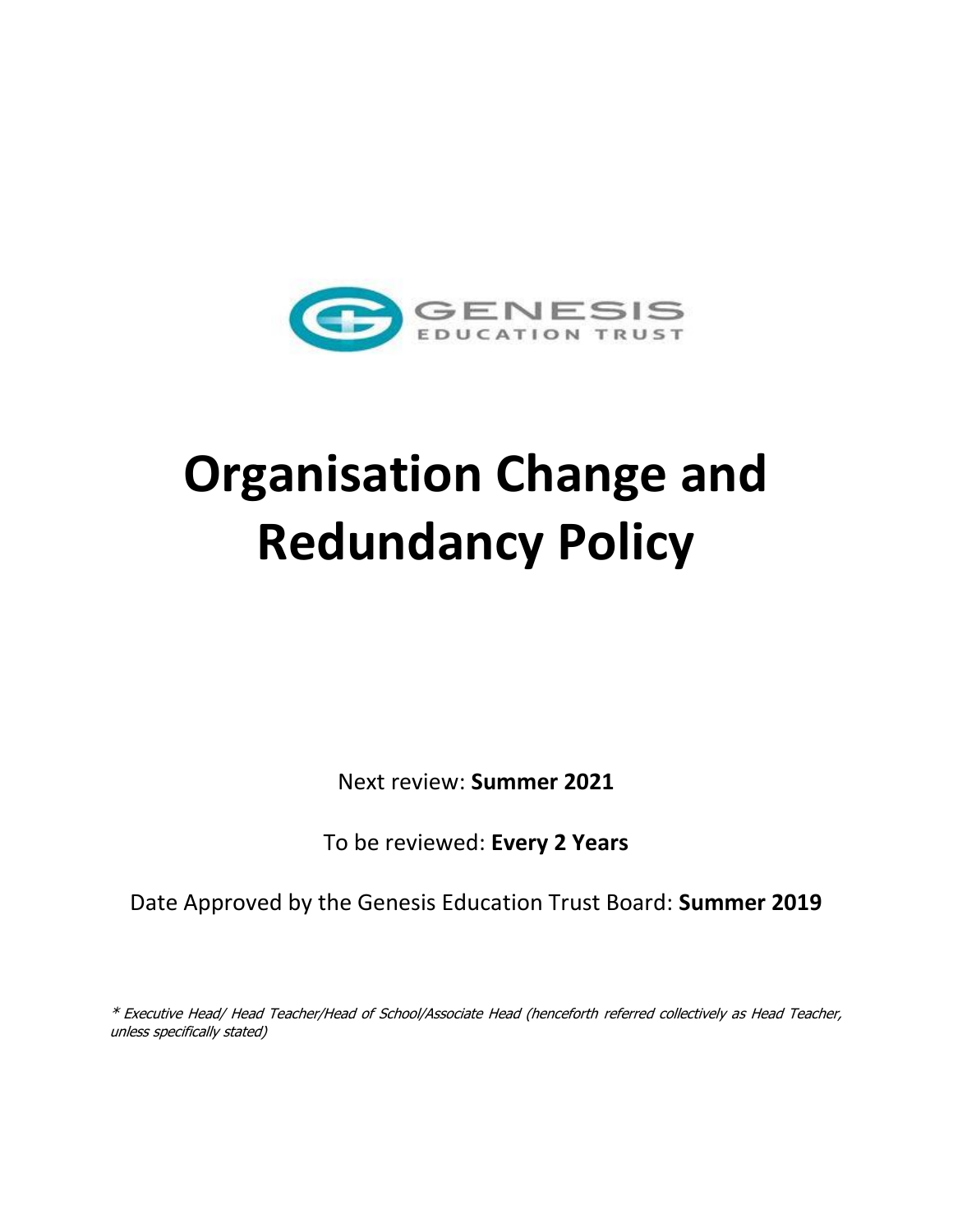GENESIS
EDUCATION TRUST

# Organisation Change and Redundancy Policy

Next review: **Summer 2021**

To be reviewed: **Every 2 Years**

Date Approved by the Genesis Education Trust Board: **Summer 2019**

*\* Executive Head/ Head Teacher/Head of School/Associate Head (henceforth referred collectively as Head Teacher, unless specifically stated)*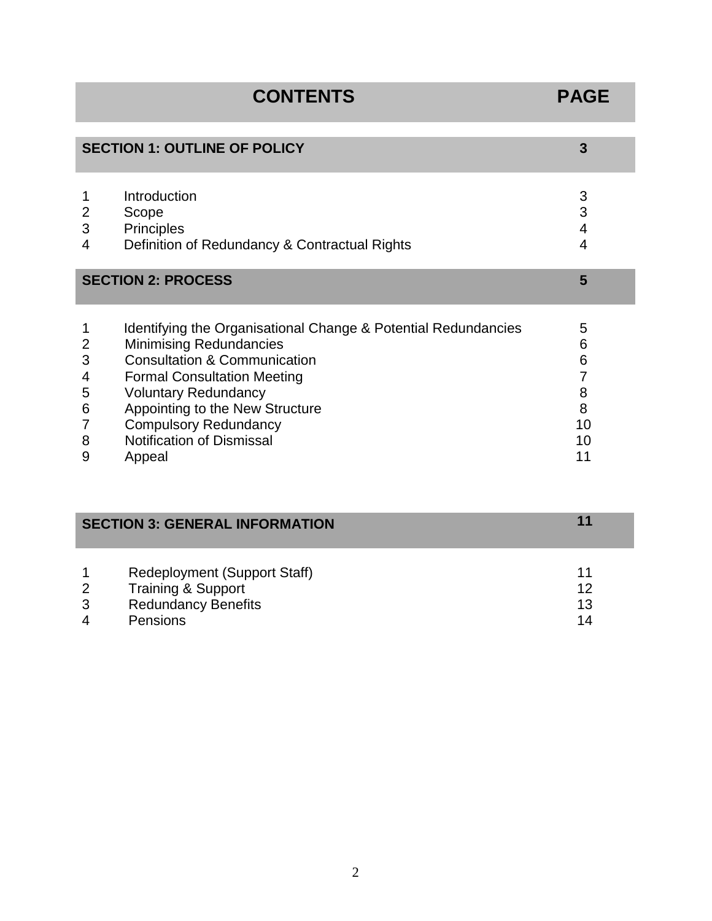# CONTENTS

| | CONTENTS | PAGE |
|---|---|---|
| | **SECTION 1: OUTLINE OF POLICY** | **3** |
| 1 | Introduction | 3 |
| 2 | Scope | 3 |
| 3 | Principles | 4 |
| 4 | Definition of Redundancy & Contractual Rights | 4 |
| | **SECTION 2: PROCESS** | **5** |
| 1 | Identifying the Organisational Change & Potential Redundancies | 5 |
| 2 | Minimising Redundancies | 6 |
| 3 | Consultation & Communication | 6 |
| 4 | Formal Consultation Meeting | 7 |
| 5 | Voluntary Redundancy | 8 |
| 6 | Appointing to the New Structure | 8 |
| 7 | Compulsory Redundancy | 10 |
| 8 | Notification of Dismissal | 10 |
| 9 | Appeal | 11 |
| | **SECTION 3: GENERAL INFORMATION** | **11** |
| 1 | Redeployment (Support Staff) | 11 |
| 2 | Training & Support | 12 |
| 3 | Redundancy Benefits | 13 |
| 4 | Pensions | 14 |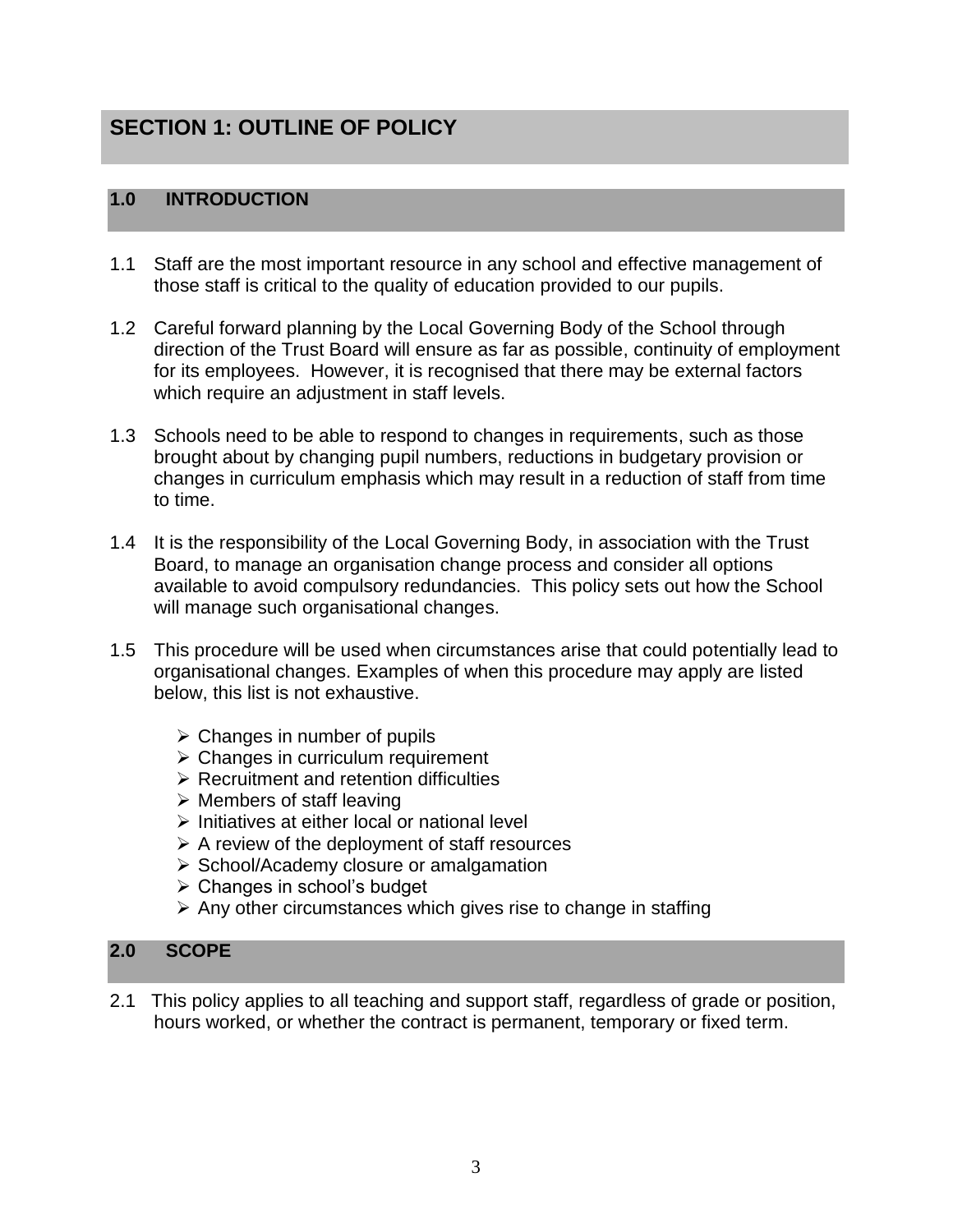# SECTION 1: OUTLINE OF POLICY

## 1.0 INTRODUCTION

1.1 Staff are the most important resource in any school and effective management of those staff is critical to the quality of education provided to our pupils.

1.2 Careful forward planning by the Local Governing Body of the School through direction of the Trust Board will ensure as far as possible, continuity of employment for its employees. However, it is recognised that there may be external factors which require an adjustment in staff levels.

1.3 Schools need to be able to respond to changes in requirements, such as those brought about by changing pupil numbers, reductions in budgetary provision or changes in curriculum emphasis which may result in a reduction of staff from time to time.

1.4 It is the responsibility of the Local Governing Body, in association with the Trust Board, to manage an organisation change process and consider all options available to avoid compulsory redundancies. This policy sets out how the School will manage such organisational changes.

1.5 This procedure will be used when circumstances arise that could potentially lead to organisational changes. Examples of when this procedure may apply are listed below, this list is not exhaustive.

- Changes in number of pupils
- Changes in curriculum requirement
- Recruitment and retention difficulties
- Members of staff leaving
- Initiatives at either local or national level
- A review of the deployment of staff resources
- School/Academy closure or amalgamation
- Changes in school's budget
- Any other circumstances which gives rise to change in staffing

## 2.0 SCOPE

2.1 This policy applies to all teaching and support staff, regardless of grade or position, hours worked, or whether the contract is permanent, temporary or fixed term.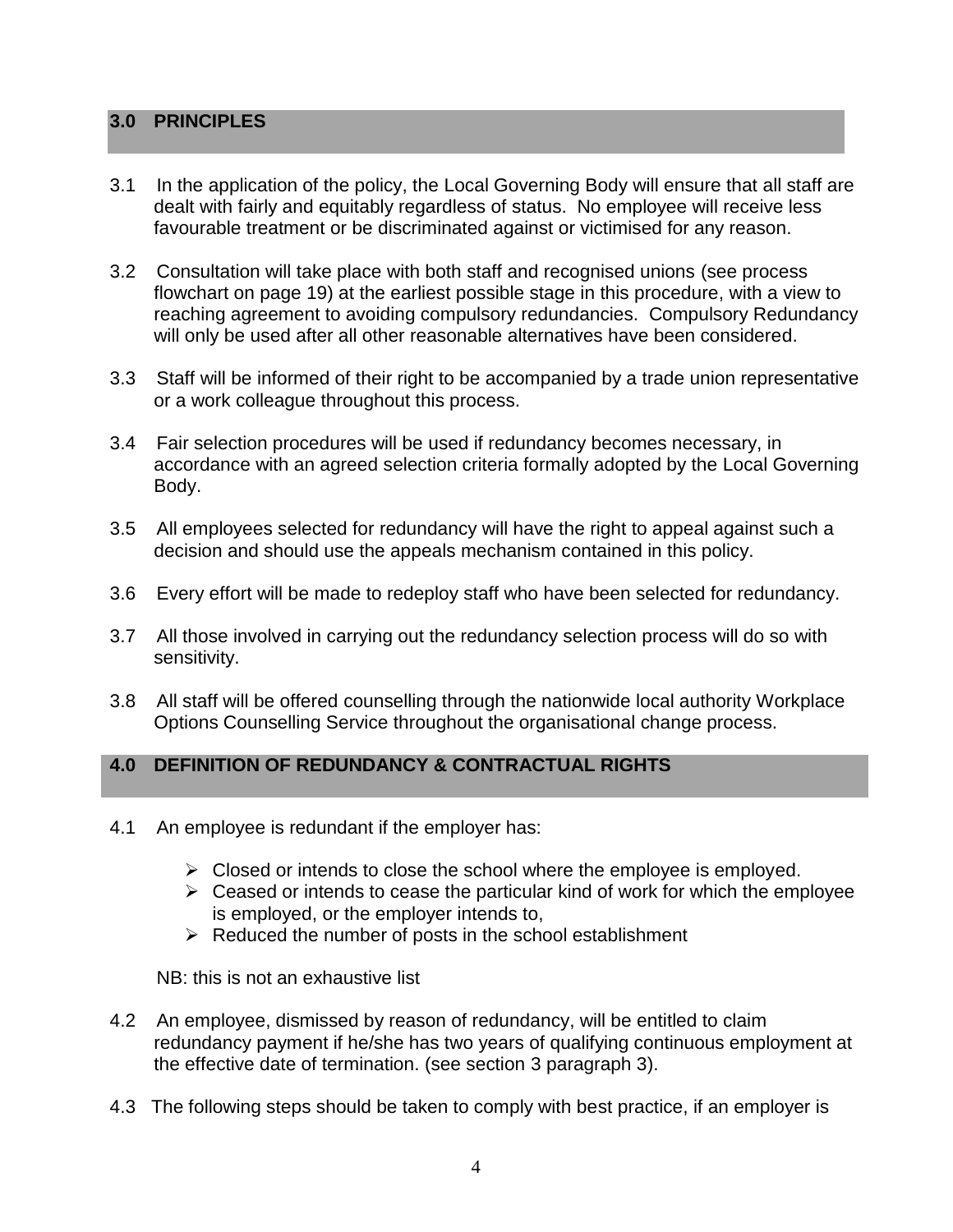## 3.0 PRINCIPLES

3.1 In the application of the policy, the Local Governing Body will ensure that all staff are dealt with fairly and equitably regardless of status. No employee will receive less favourable treatment or be discriminated against or victimised for any reason.

3.2 Consultation will take place with both staff and recognised unions (see process flowchart on page 19) at the earliest possible stage in this procedure, with a view to reaching agreement to avoiding compulsory redundancies. Compulsory Redundancy will only be used after all other reasonable alternatives have been considered.

3.3 Staff will be informed of their right to be accompanied by a trade union representative or a work colleague throughout this process.

3.4 Fair selection procedures will be used if redundancy becomes necessary, in accordance with an agreed selection criteria formally adopted by the Local Governing Body.

3.5 All employees selected for redundancy will have the right to appeal against such a decision and should use the appeals mechanism contained in this policy.

3.6 Every effort will be made to redeploy staff who have been selected for redundancy.

3.7 All those involved in carrying out the redundancy selection process will do so with sensitivity.

3.8 All staff will be offered counselling through the nationwide local authority Workplace Options Counselling Service throughout the organisational change process.

## 4.0 DEFINITION OF REDUNDANCY & CONTRACTUAL RIGHTS

4.1 An employee is redundant if the employer has:

- Closed or intends to close the school where the employee is employed.
- Ceased or intends to cease the particular kind of work for which the employee is employed, or the employer intends to,
- Reduced the number of posts in the school establishment

NB: this is not an exhaustive list

4.2 An employee, dismissed by reason of redundancy, will be entitled to claim redundancy payment if he/she has two years of qualifying continuous employment at the effective date of termination. (see section 3 paragraph 3).

4.3 The following steps should be taken to comply with best practice, if an employer is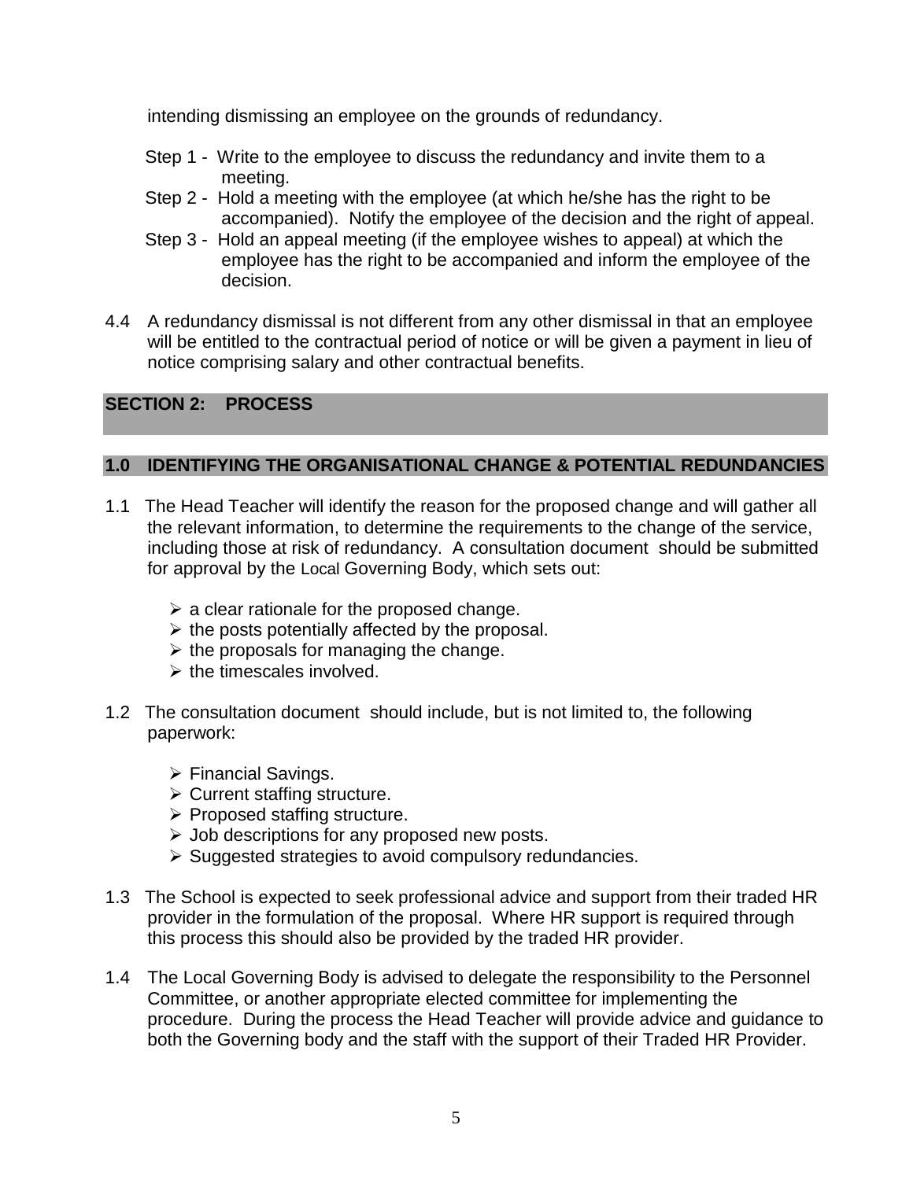intending dismissing an employee on the grounds of redundancy.

Step 1 - Write to the employee to discuss the redundancy and invite them to a meeting.

Step 2 - Hold a meeting with the employee (at which he/she has the right to be accompanied). Notify the employee of the decision and the right of appeal.

Step 3 - Hold an appeal meeting (if the employee wishes to appeal) at which the employee has the right to be accompanied and inform the employee of the decision.

4.4 A redundancy dismissal is not different from any other dismissal in that an employee will be entitled to the contractual period of notice or will be given a payment in lieu of notice comprising salary and other contractual benefits.

## SECTION 2: PROCESS

### 1.0 IDENTIFYING THE ORGANISATIONAL CHANGE & POTENTIAL REDUNDANCIES

1.1 The Head Teacher will identify the reason for the proposed change and will gather all the relevant information, to determine the requirements to the change of the service, including those at risk of redundancy. A consultation document should be submitted for approval by the Local Governing Body, which sets out:

- a clear rationale for the proposed change.
- the posts potentially affected by the proposal.
- the proposals for managing the change.
- the timescales involved.

1.2 The consultation document should include, but is not limited to, the following paperwork:

- Financial Savings.
- Current staffing structure.
- Proposed staffing structure.
- Job descriptions for any proposed new posts.
- Suggested strategies to avoid compulsory redundancies.

1.3 The School is expected to seek professional advice and support from their traded HR provider in the formulation of the proposal. Where HR support is required through this process this should also be provided by the traded HR provider.

1.4 The Local Governing Body is advised to delegate the responsibility to the Personnel Committee, or another appropriate elected committee for implementing the procedure. During the process the Head Teacher will provide advice and guidance to both the Governing body and the staff with the support of their Traded HR Provider.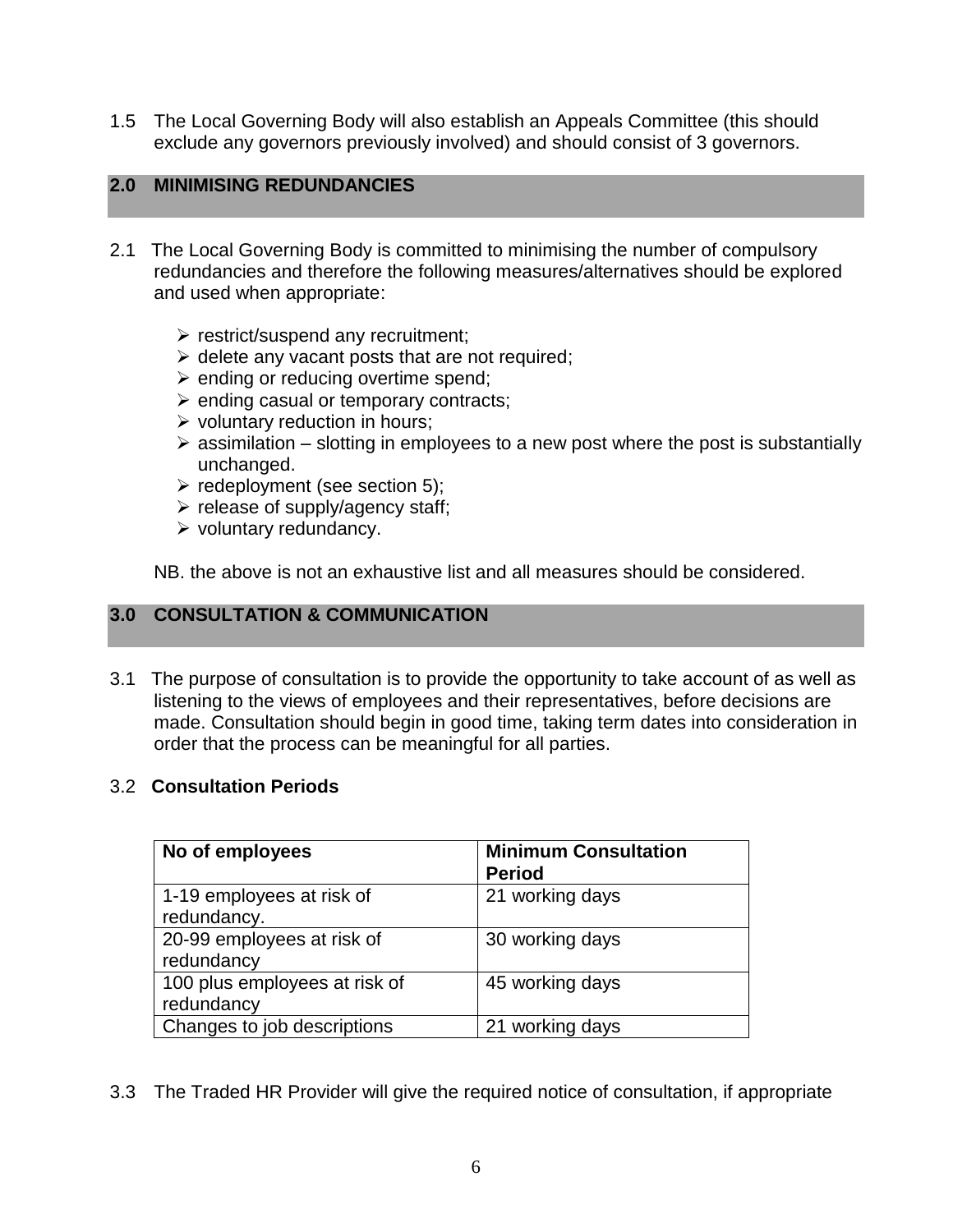1.5 The Local Governing Body will also establish an Appeals Committee (this should exclude any governors previously involved) and should consist of 3 governors.

## 2.0 MINIMISING REDUNDANCIES

2.1 The Local Governing Body is committed to minimising the number of compulsory redundancies and therefore the following measures/alternatives should be explored and used when appropriate:

- restrict/suspend any recruitment;
- delete any vacant posts that are not required;
- ending or reducing overtime spend;
- ending casual or temporary contracts;
- voluntary reduction in hours;
- assimilation – slotting in employees to a new post where the post is substantially unchanged.
- redeployment (see section 5);
- release of supply/agency staff;
- voluntary redundancy.

NB. the above is not an exhaustive list and all measures should be considered.

## 3.0 CONSULTATION & COMMUNICATION

3.1 The purpose of consultation is to provide the opportunity to take account of as well as listening to the views of employees and their representatives, before decisions are made. Consultation should begin in good time, taking term dates into consideration in order that the process can be meaningful for all parties.

3.2 **Consultation Periods**

| No of employees | Minimum Consultation Period |
|---|---|
| 1-19 employees at risk of redundancy. | 21 working days |
| 20-99 employees at risk of redundancy | 30 working days |
| 100 plus employees at risk of redundancy | 45 working days |
| Changes to job descriptions | 21 working days |

3.3 The Traded HR Provider will give the required notice of consultation, if appropriate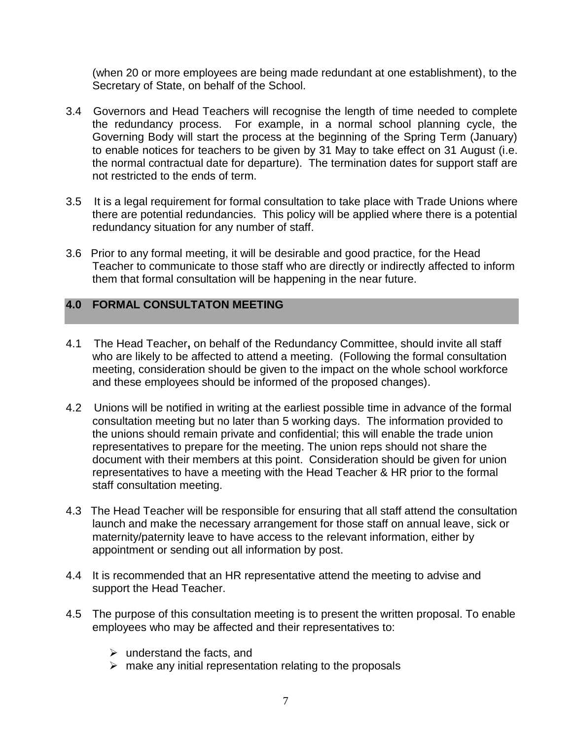(when 20 or more employees are being made redundant at one establishment), to the Secretary of State, on behalf of the School.

3.4 Governors and Head Teachers will recognise the length of time needed to complete the redundancy process. For example, in a normal school planning cycle, the Governing Body will start the process at the beginning of the Spring Term (January) to enable notices for teachers to be given by 31 May to take effect on 31 August (i.e. the normal contractual date for departure). The termination dates for support staff are not restricted to the ends of term.

3.5 It is a legal requirement for formal consultation to take place with Trade Unions where there are potential redundancies. This policy will be applied where there is a potential redundancy situation for any number of staff.

3.6 Prior to any formal meeting, it will be desirable and good practice, for the Head Teacher to communicate to those staff who are directly or indirectly affected to inform them that formal consultation will be happening in the near future.

## 4.0 FORMAL CONSULTATON MEETING

4.1 The Head Teacher**,** on behalf of the Redundancy Committee, should invite all staff who are likely to be affected to attend a meeting. (Following the formal consultation meeting, consideration should be given to the impact on the whole school workforce and these employees should be informed of the proposed changes).

4.2 Unions will be notified in writing at the earliest possible time in advance of the formal consultation meeting but no later than 5 working days. The information provided to the unions should remain private and confidential; this will enable the trade union representatives to prepare for the meeting. The union reps should not share the document with their members at this point. Consideration should be given for union representatives to have a meeting with the Head Teacher & HR prior to the formal staff consultation meeting.

4.3 The Head Teacher will be responsible for ensuring that all staff attend the consultation launch and make the necessary arrangement for those staff on annual leave, sick or maternity/paternity leave to have access to the relevant information, either by appointment or sending out all information by post.

4.4 It is recommended that an HR representative attend the meeting to advise and support the Head Teacher.

4.5 The purpose of this consultation meeting is to present the written proposal. To enable employees who may be affected and their representatives to:

- understand the facts, and
- make any initial representation relating to the proposals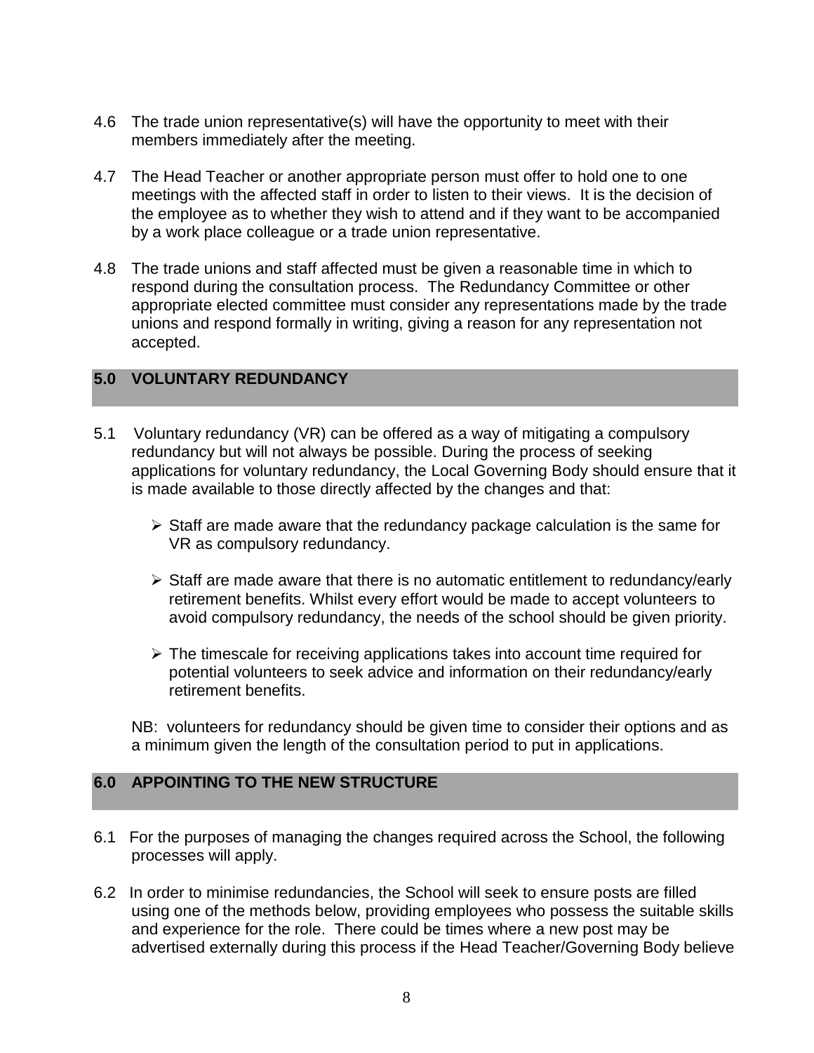4.6 The trade union representative(s) will have the opportunity to meet with their members immediately after the meeting.

4.7 The Head Teacher or another appropriate person must offer to hold one to one meetings with the affected staff in order to listen to their views. It is the decision of the employee as to whether they wish to attend and if they want to be accompanied by a work place colleague or a trade union representative.

4.8 The trade unions and staff affected must be given a reasonable time in which to respond during the consultation process. The Redundancy Committee or other appropriate elected committee must consider any representations made by the trade unions and respond formally in writing, giving a reason for any representation not accepted.

## 5.0 VOLUNTARY REDUNDANCY

5.1 Voluntary redundancy (VR) can be offered as a way of mitigating a compulsory redundancy but will not always be possible. During the process of seeking applications for voluntary redundancy, the Local Governing Body should ensure that it is made available to those directly affected by the changes and that:

- Staff are made aware that the redundancy package calculation is the same for VR as compulsory redundancy.
- Staff are made aware that there is no automatic entitlement to redundancy/early retirement benefits. Whilst every effort would be made to accept volunteers to avoid compulsory redundancy, the needs of the school should be given priority.
- The timescale for receiving applications takes into account time required for potential volunteers to seek advice and information on their redundancy/early retirement benefits.

NB: volunteers for redundancy should be given time to consider their options and as a minimum given the length of the consultation period to put in applications.

## 6.0 APPOINTING TO THE NEW STRUCTURE

6.1 For the purposes of managing the changes required across the School, the following processes will apply.

6.2 In order to minimise redundancies, the School will seek to ensure posts are filled using one of the methods below, providing employees who possess the suitable skills and experience for the role. There could be times where a new post may be advertised externally during this process if the Head Teacher/Governing Body believe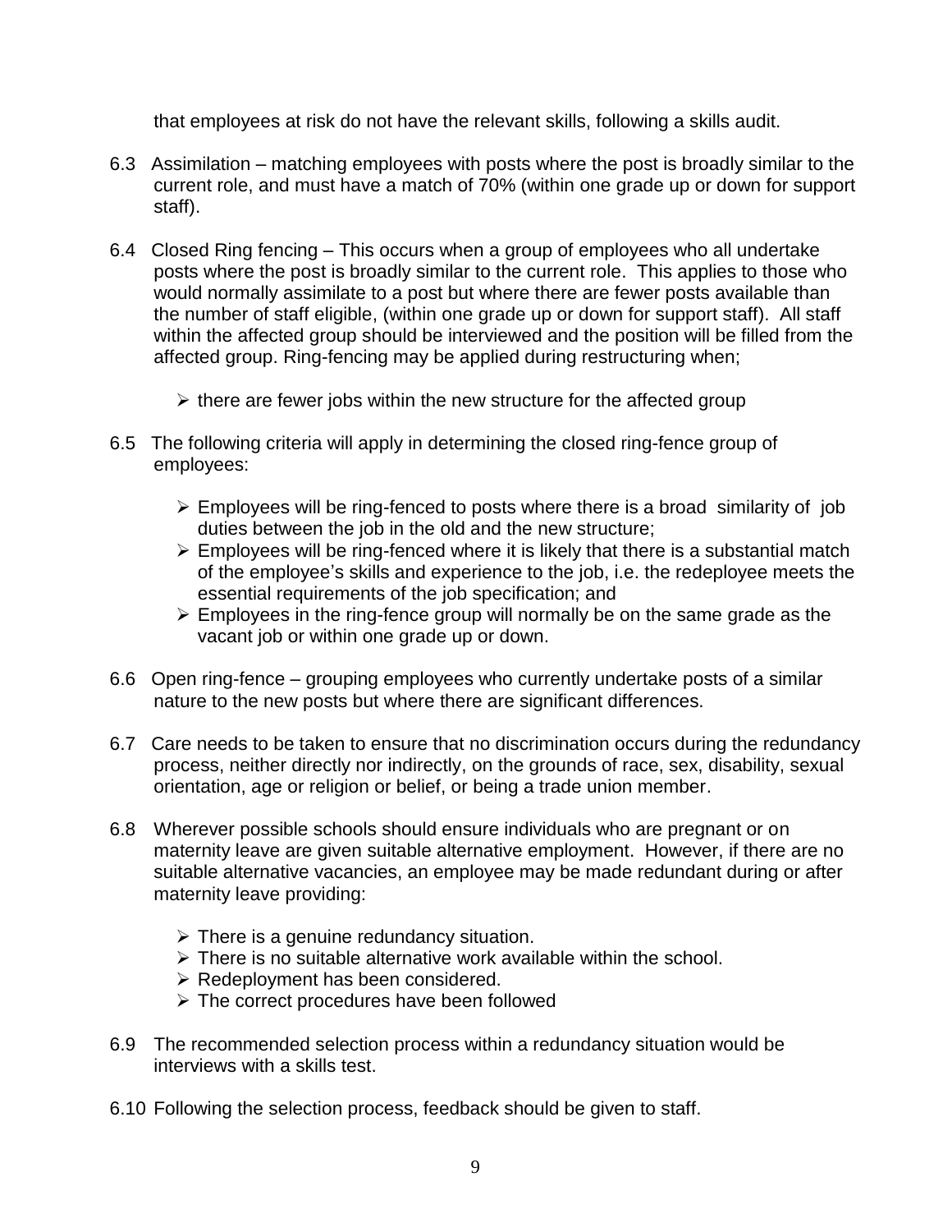that employees at risk do not have the relevant skills, following a skills audit.

6.3 Assimilation – matching employees with posts where the post is broadly similar to the current role, and must have a match of 70% (within one grade up or down for support staff).

6.4 Closed Ring fencing – This occurs when a group of employees who all undertake posts where the post is broadly similar to the current role. This applies to those who would normally assimilate to a post but where there are fewer posts available than the number of staff eligible, (within one grade up or down for support staff). All staff within the affected group should be interviewed and the position will be filled from the affected group. Ring-fencing may be applied during restructuring when;

- there are fewer jobs within the new structure for the affected group

6.5 The following criteria will apply in determining the closed ring-fence group of employees:

- Employees will be ring-fenced to posts where there is a broad similarity of job duties between the job in the old and the new structure;
- Employees will be ring-fenced where it is likely that there is a substantial match of the employee's skills and experience to the job, i.e. the redeployee meets the essential requirements of the job specification; and
- Employees in the ring-fence group will normally be on the same grade as the vacant job or within one grade up or down.

6.6 Open ring-fence – grouping employees who currently undertake posts of a similar nature to the new posts but where there are significant differences.

6.7 Care needs to be taken to ensure that no discrimination occurs during the redundancy process, neither directly nor indirectly, on the grounds of race, sex, disability, sexual orientation, age or religion or belief, or being a trade union member.

6.8 Wherever possible schools should ensure individuals who are pregnant or on maternity leave are given suitable alternative employment. However, if there are no suitable alternative vacancies, an employee may be made redundant during or after maternity leave providing:

- There is a genuine redundancy situation.
- There is no suitable alternative work available within the school.
- Redeployment has been considered.
- The correct procedures have been followed

6.9 The recommended selection process within a redundancy situation would be interviews with a skills test.

6.10 Following the selection process, feedback should be given to staff.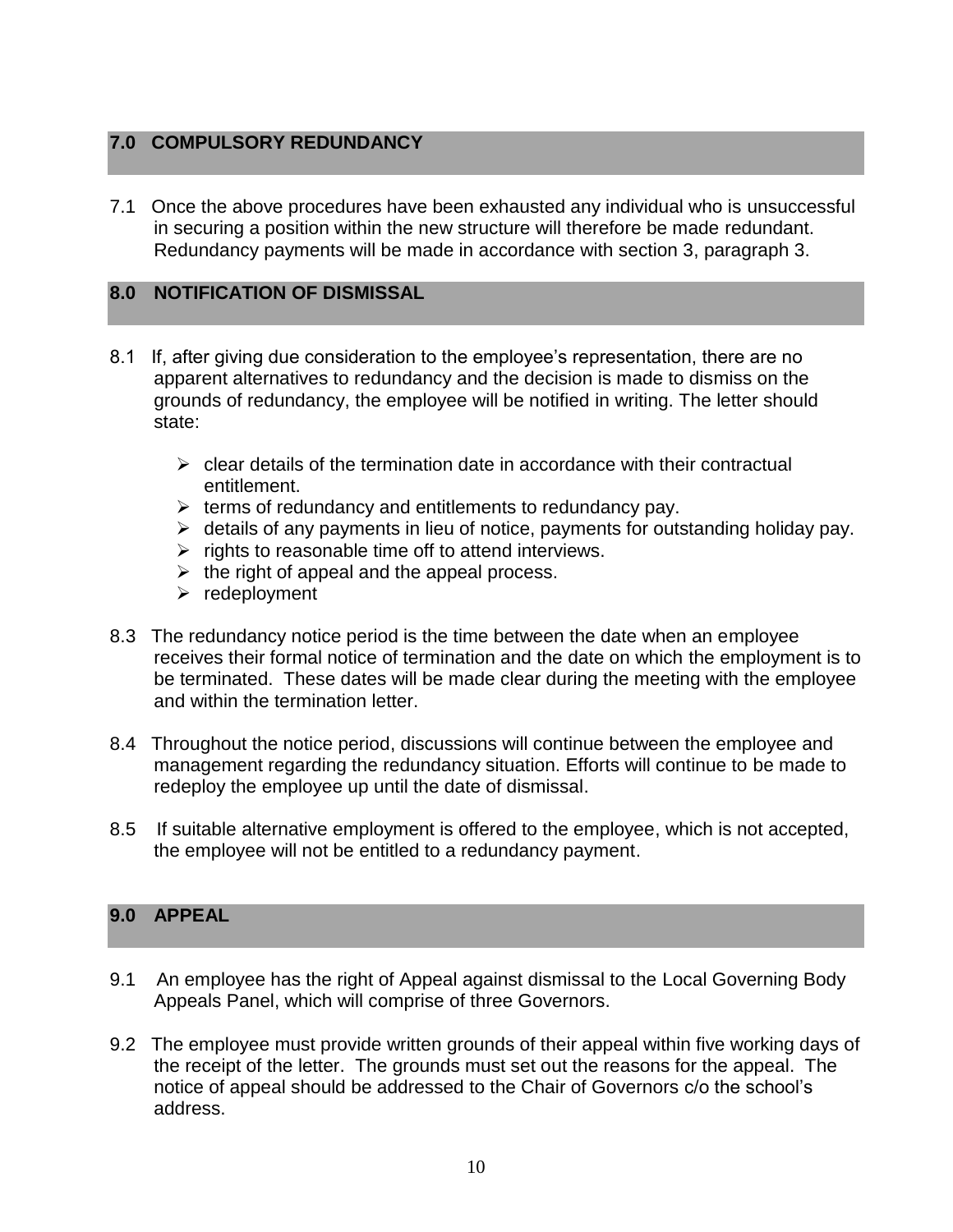## 7.0 COMPULSORY REDUNDANCY

7.1 Once the above procedures have been exhausted any individual who is unsuccessful in securing a position within the new structure will therefore be made redundant. Redundancy payments will be made in accordance with section 3, paragraph 3.

## 8.0 NOTIFICATION OF DISMISSAL

8.1 If, after giving due consideration to the employee's representation, there are no apparent alternatives to redundancy and the decision is made to dismiss on the grounds of redundancy, the employee will be notified in writing. The letter should state:

- clear details of the termination date in accordance with their contractual entitlement.
- terms of redundancy and entitlements to redundancy pay.
- details of any payments in lieu of notice, payments for outstanding holiday pay.
- rights to reasonable time off to attend interviews.
- the right of appeal and the appeal process.
- redeployment

8.3 The redundancy notice period is the time between the date when an employee receives their formal notice of termination and the date on which the employment is to be terminated. These dates will be made clear during the meeting with the employee and within the termination letter.

8.4 Throughout the notice period, discussions will continue between the employee and management regarding the redundancy situation. Efforts will continue to be made to redeploy the employee up until the date of dismissal.

8.5 If suitable alternative employment is offered to the employee, which is not accepted, the employee will not be entitled to a redundancy payment.

## 9.0 APPEAL

9.1 An employee has the right of Appeal against dismissal to the Local Governing Body Appeals Panel, which will comprise of three Governors.

9.2 The employee must provide written grounds of their appeal within five working days of the receipt of the letter. The grounds must set out the reasons for the appeal. The notice of appeal should be addressed to the Chair of Governors c/o the school's address.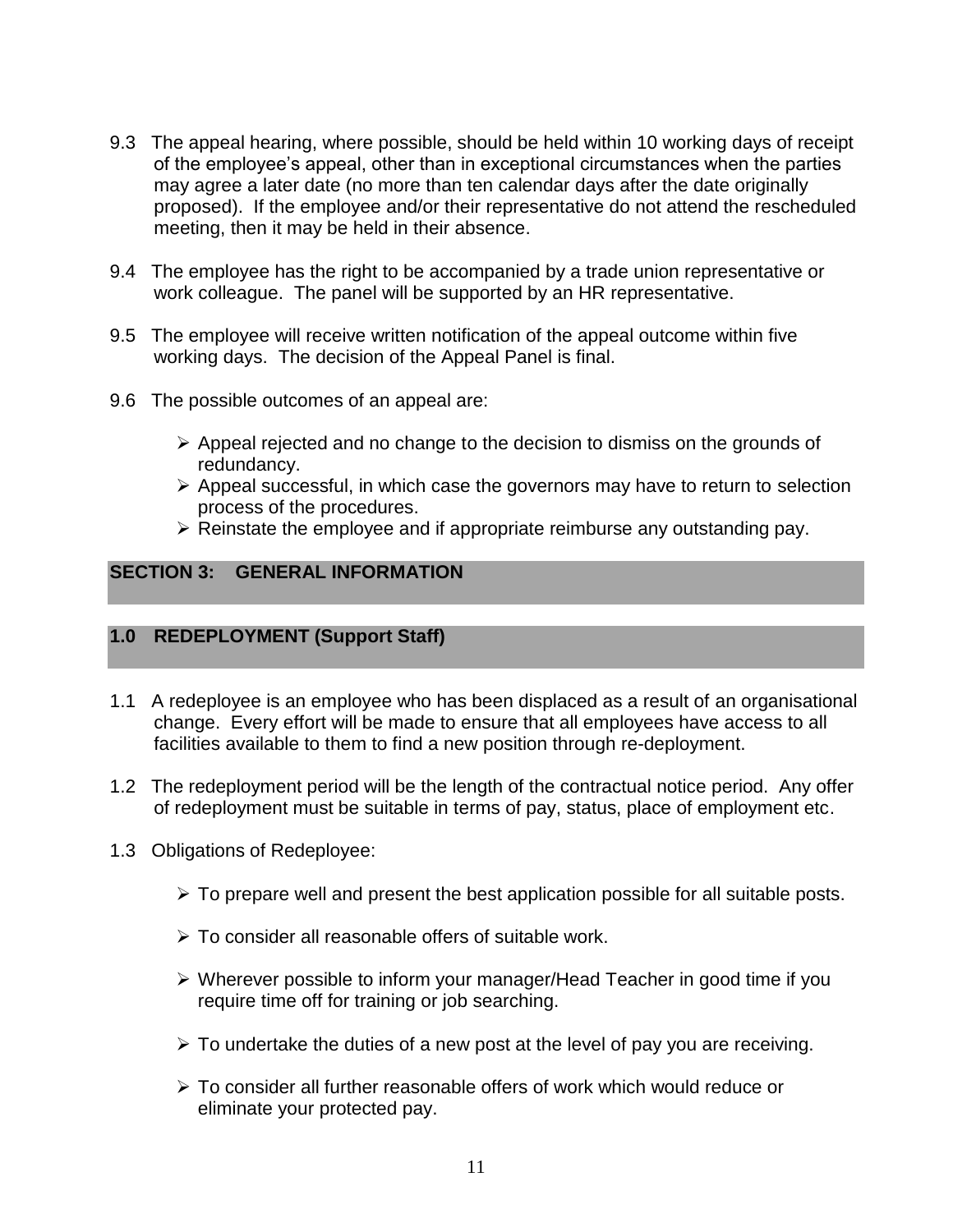9.3 The appeal hearing, where possible, should be held within 10 working days of receipt of the employee's appeal, other than in exceptional circumstances when the parties may agree a later date (no more than ten calendar days after the date originally proposed). If the employee and/or their representative do not attend the rescheduled meeting, then it may be held in their absence.

9.4 The employee has the right to be accompanied by a trade union representative or work colleague. The panel will be supported by an HR representative.

9.5 The employee will receive written notification of the appeal outcome within five working days. The decision of the Appeal Panel is final.

9.6 The possible outcomes of an appeal are:

- Appeal rejected and no change to the decision to dismiss on the grounds of redundancy.
- Appeal successful, in which case the governors may have to return to selection process of the procedures.
- Reinstate the employee and if appropriate reimburse any outstanding pay.

## SECTION 3: GENERAL INFORMATION

### 1.0 REDEPLOYMENT (Support Staff)

1.1 A redeployee is an employee who has been displaced as a result of an organisational change. Every effort will be made to ensure that all employees have access to all facilities available to them to find a new position through re-deployment.

1.2 The redeployment period will be the length of the contractual notice period. Any offer of redeployment must be suitable in terms of pay, status, place of employment etc.

1.3 Obligations of Redeployee:

- To prepare well and present the best application possible for all suitable posts.
- To consider all reasonable offers of suitable work.
- Wherever possible to inform your manager/Head Teacher in good time if you require time off for training or job searching.
- To undertake the duties of a new post at the level of pay you are receiving.
- To consider all further reasonable offers of work which would reduce or eliminate your protected pay.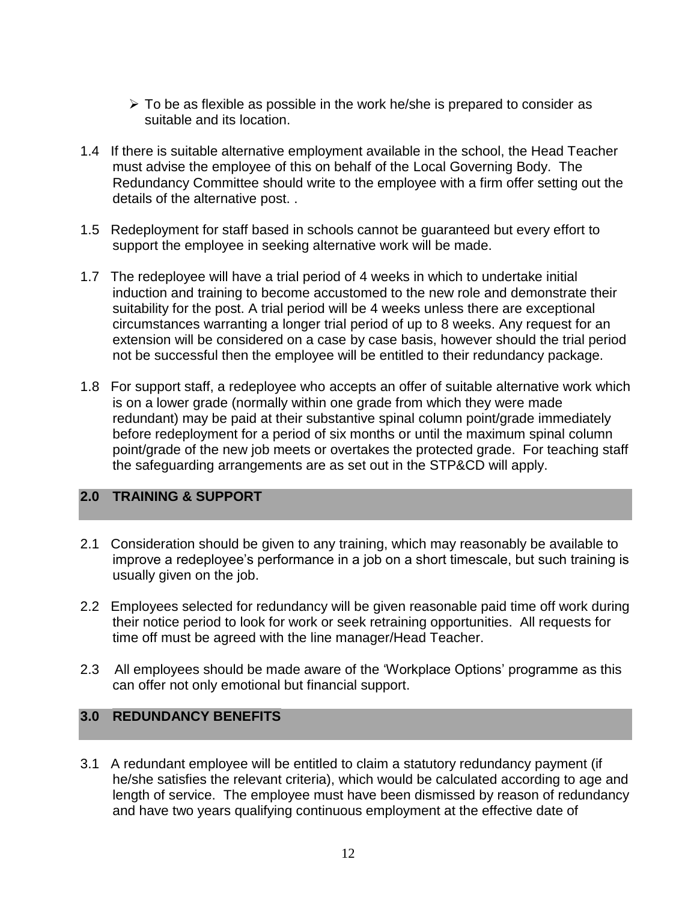- To be as flexible as possible in the work he/she is prepared to consider as suitable and its location.

1.4 If there is suitable alternative employment available in the school, the Head Teacher must advise the employee of this on behalf of the Local Governing Body. The Redundancy Committee should write to the employee with a firm offer setting out the details of the alternative post. .

1.5 Redeployment for staff based in schools cannot be guaranteed but every effort to support the employee in seeking alternative work will be made.

1.7 The redeployee will have a trial period of 4 weeks in which to undertake initial induction and training to become accustomed to the new role and demonstrate their suitability for the post. A trial period will be 4 weeks unless there are exceptional circumstances warranting a longer trial period of up to 8 weeks. Any request for an extension will be considered on a case by case basis, however should the trial period not be successful then the employee will be entitled to their redundancy package.

1.8 For support staff, a redeployee who accepts an offer of suitable alternative work which is on a lower grade (normally within one grade from which they were made redundant) may be paid at their substantive spinal column point/grade immediately before redeployment for a period of six months or until the maximum spinal column point/grade of the new job meets or overtakes the protected grade. For teaching staff the safeguarding arrangements are as set out in the STP&CD will apply.

## 2.0 TRAINING & SUPPORT

2.1 Consideration should be given to any training, which may reasonably be available to improve a redeployee's performance in a job on a short timescale, but such training is usually given on the job.

2.2 Employees selected for redundancy will be given reasonable paid time off work during their notice period to look for work or seek retraining opportunities. All requests for time off must be agreed with the line manager/Head Teacher.

2.3 All employees should be made aware of the 'Workplace Options' programme as this can offer not only emotional but financial support.

## 3.0 REDUNDANCY BENEFITS

3.1 A redundant employee will be entitled to claim a statutory redundancy payment (if he/she satisfies the relevant criteria), which would be calculated according to age and length of service. The employee must have been dismissed by reason of redundancy and have two years qualifying continuous employment at the effective date of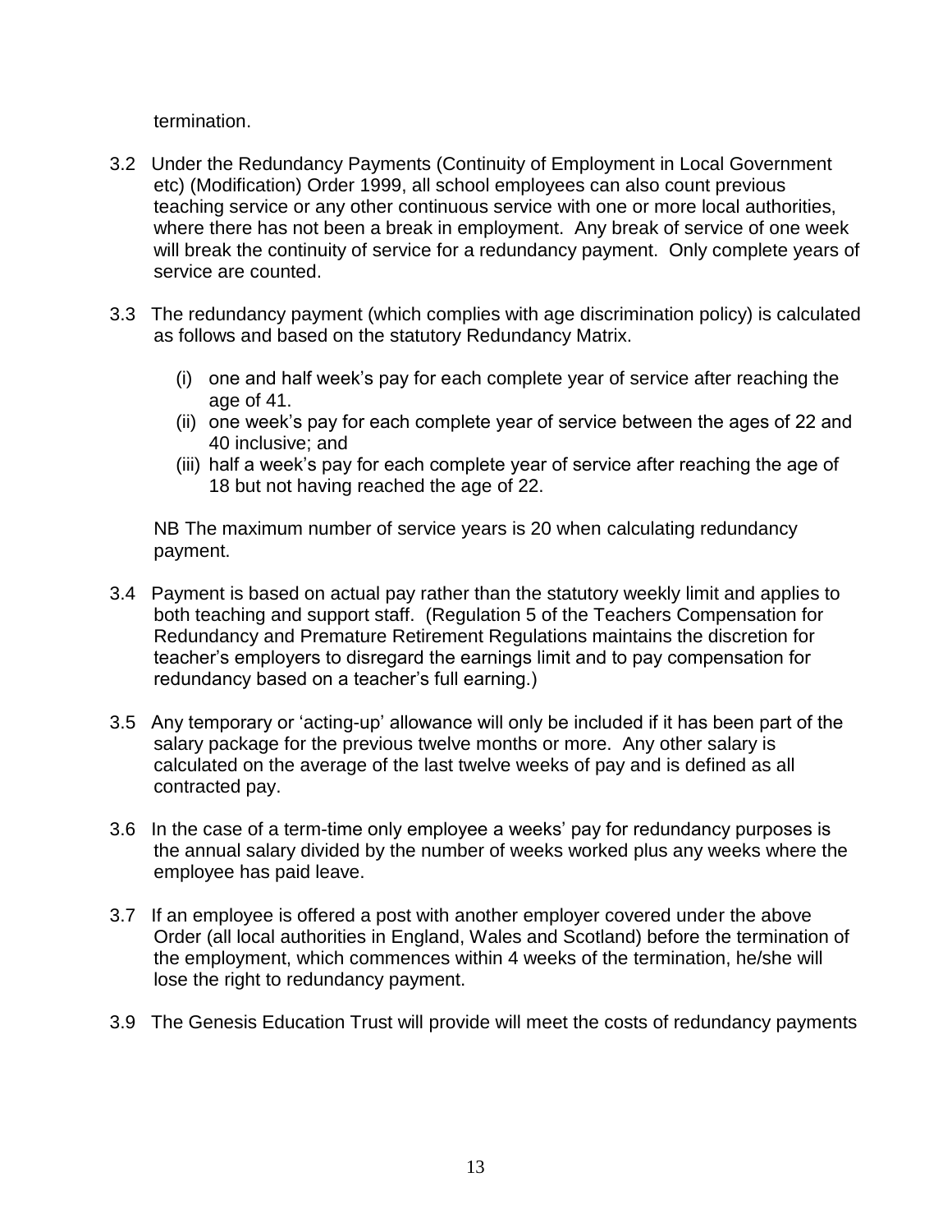termination.

3.2 Under the Redundancy Payments (Continuity of Employment in Local Government etc) (Modification) Order 1999, all school employees can also count previous teaching service or any other continuous service with one or more local authorities, where there has not been a break in employment. Any break of service of one week will break the continuity of service for a redundancy payment. Only complete years of service are counted.

3.3 The redundancy payment (which complies with age discrimination policy) is calculated as follows and based on the statutory Redundancy Matrix.

   (i) one and half week's pay for each complete year of service after reaching the age of 41.
   (ii) one week's pay for each complete year of service between the ages of 22 and 40 inclusive; and
   (iii) half a week's pay for each complete year of service after reaching the age of 18 but not having reached the age of 22.

   NB The maximum number of service years is 20 when calculating redundancy payment.

3.4 Payment is based on actual pay rather than the statutory weekly limit and applies to both teaching and support staff. (Regulation 5 of the Teachers Compensation for Redundancy and Premature Retirement Regulations maintains the discretion for teacher's employers to disregard the earnings limit and to pay compensation for redundancy based on a teacher's full earning.)

3.5 Any temporary or 'acting-up' allowance will only be included if it has been part of the salary package for the previous twelve months or more. Any other salary is calculated on the average of the last twelve weeks of pay and is defined as all contracted pay.

3.6 In the case of a term-time only employee a weeks' pay for redundancy purposes is the annual salary divided by the number of weeks worked plus any weeks where the employee has paid leave.

3.7 If an employee is offered a post with another employer covered under the above Order (all local authorities in England, Wales and Scotland) before the termination of the employment, which commences within 4 weeks of the termination, he/she will lose the right to redundancy payment.

3.9 The Genesis Education Trust will provide will meet the costs of redundancy payments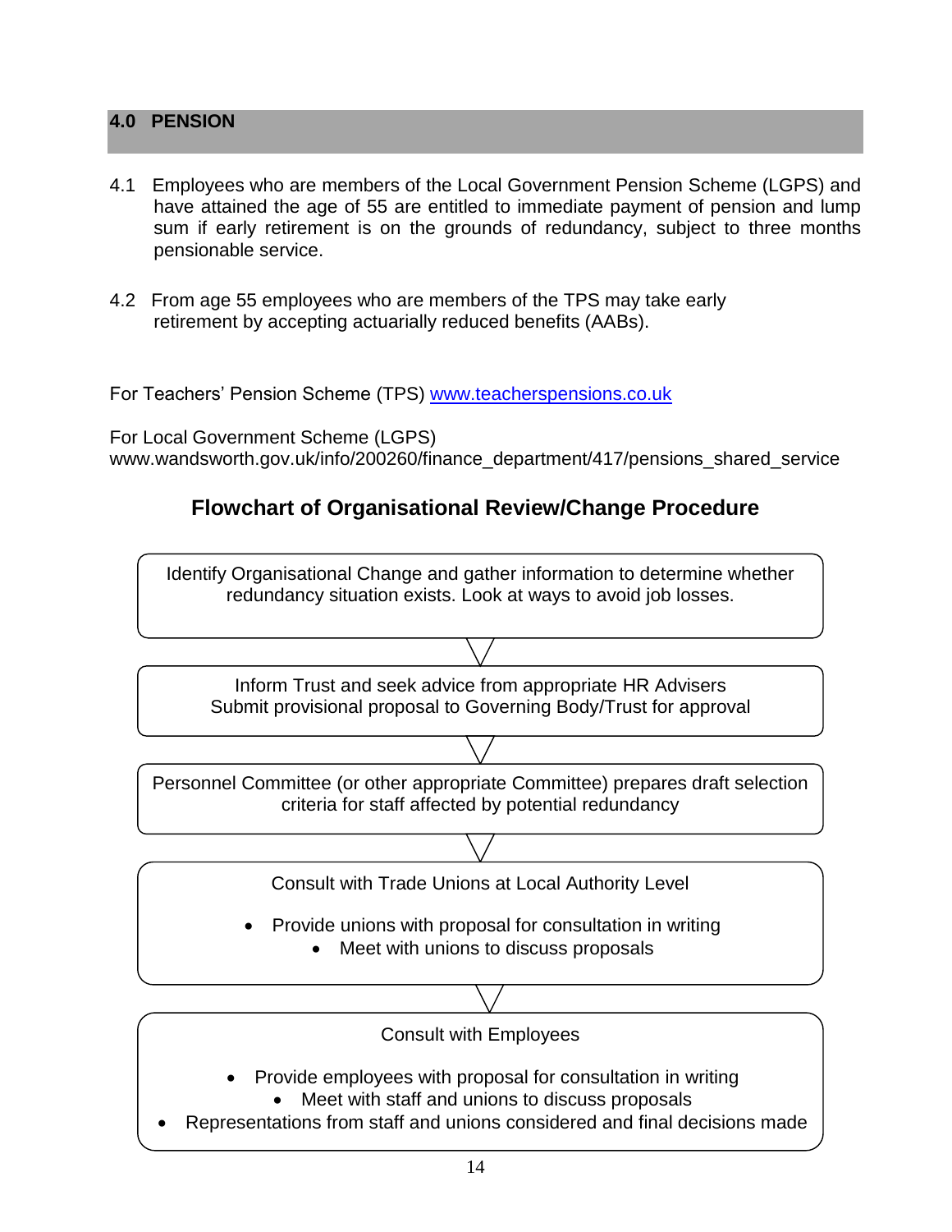## 4.0 PENSION

4.1 Employees who are members of the Local Government Pension Scheme (LGPS) and have attained the age of 55 are entitled to immediate payment of pension and lump sum if early retirement is on the grounds of redundancy, subject to three months pensionable service.

4.2 From age 55 employees who are members of the TPS may take early retirement by accepting actuarially reduced benefits (AABs).

For Teachers' Pension Scheme (TPS) [www.teacherspensions.co.uk](http://www.teacherspensions.co.uk)

For Local Government Scheme (LGPS)
www.wandsworth.gov.uk/info/200260/finance_department/417/pensions_shared_service

## Flowchart of Organisational Review/Change Procedure

Identify Organisational Change and gather information to determine whether redundancy situation exists. Look at ways to avoid job losses.

↓

Inform Trust and seek advice from appropriate HR Advisers
Submit provisional proposal to Governing Body/Trust for approval

↓

Personnel Committee (or other appropriate Committee) prepares draft selection criteria for staff affected by potential redundancy

↓

Consult with Trade Unions at Local Authority Level

- Provide unions with proposal for consultation in writing
- Meet with unions to discuss proposals

↓

Consult with Employees

- Provide employees with proposal for consultation in writing
- Meet with staff and unions to discuss proposals
- Representations from staff and unions considered and final decisions made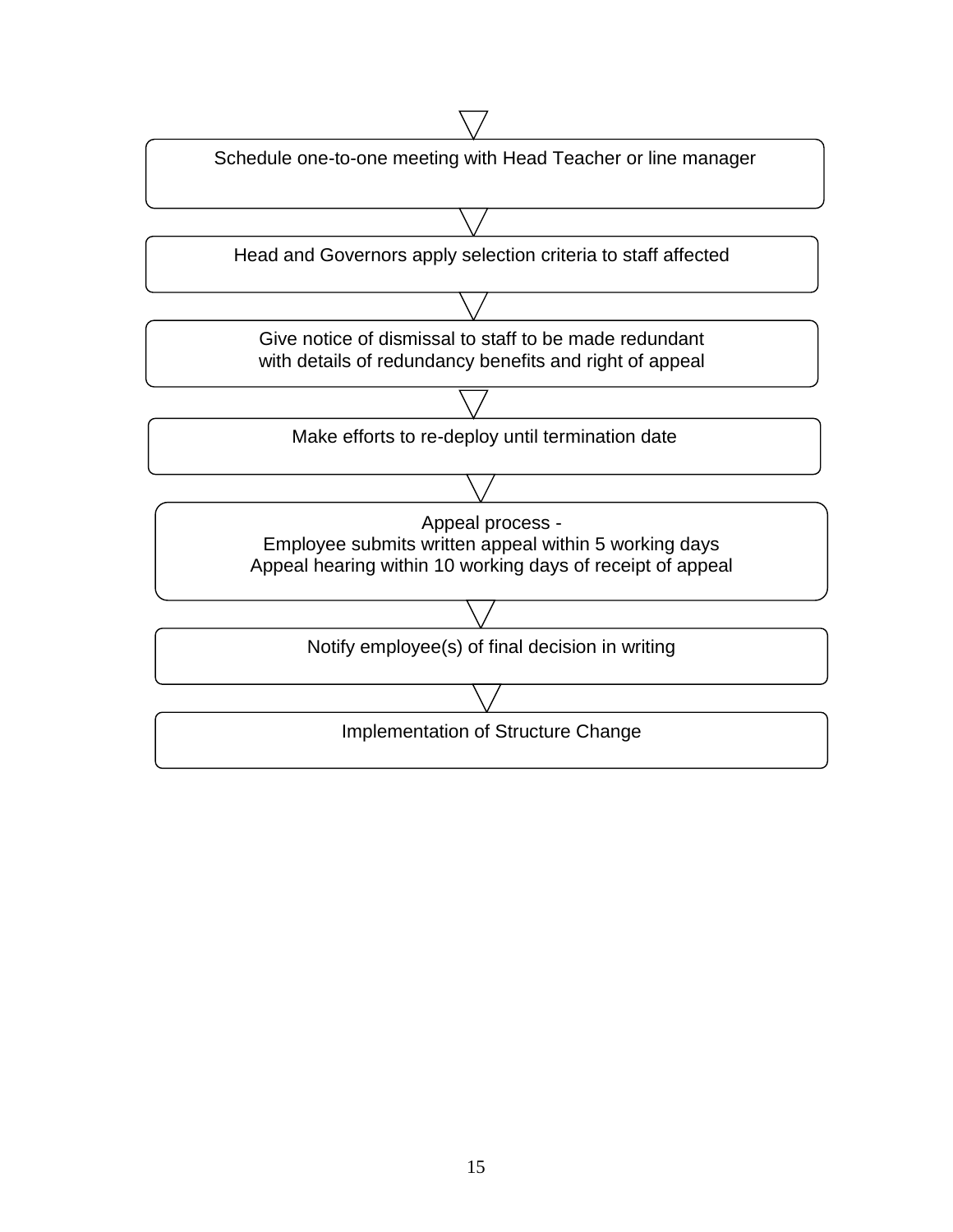Schedule one-to-one meeting with Head Teacher or line manager

↓

Head and Governors apply selection criteria to staff affected

↓

Give notice of dismissal to staff to be made redundant
with details of redundancy benefits and right of appeal

↓

Make efforts to re-deploy until termination date

↓

Appeal process -
Employee submits written appeal within 5 working days
Appeal hearing within 10 working days of receipt of appeal

↓

Notify employee(s) of final decision in writing

↓

Implementation of Structure Change